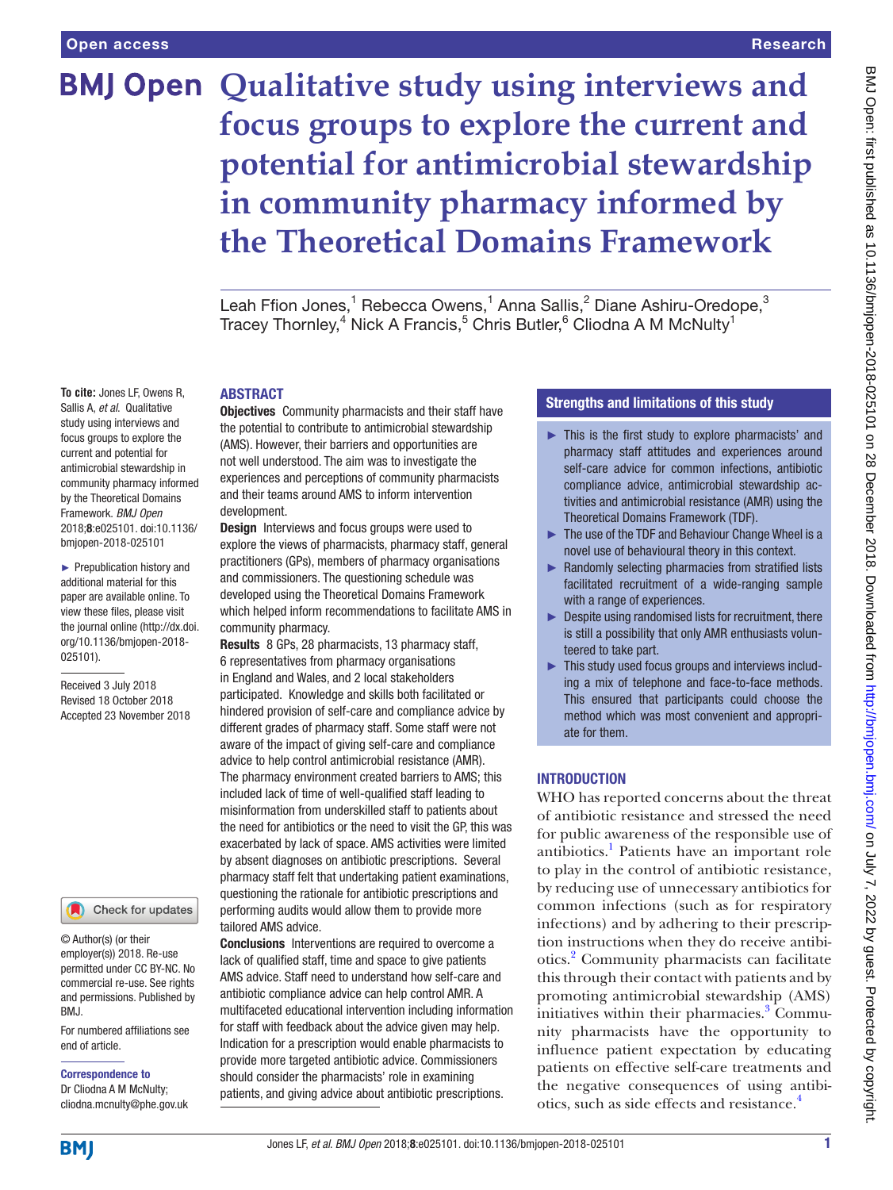Open access

Research

# Qualitative study using interviews and focus groups to explore the current and potential for antimicrobial stewardship in community pharmacy informed by the Theoretical Domains Framework

Leah Ffion Jones,[1] Rebecca Owens,[1] Anna Sallis,[2] Diane Ashiru-Oredope,[3] Tracey Thornley,[4] Nick A Francis,[5] Chris Butler,[6] Cliodna A M McNulty[1]

**To cite:** Jones LF, Owens R, Sallis A, *et al*. Qualitative study using interviews and focus groups to explore the current and potential for antimicrobial stewardship in community pharmacy informed by the Theoretical Domains Framework. *BMJ Open* 2018;**8**:e025101. doi:10.1136/bmjopen-2018-025101

► Prepublication history and additional material for this paper are available online. To view these files, please visit the journal online (http://dx.doi.org/10.1136/bmjopen-2018-025101).

Received 3 July 2018
Revised 18 October 2018
Accepted 23 November 2018

© Author(s) (or their employer(s)) 2018. Re-use permitted under CC BY-NC. No commercial re-use. See rights and permissions. Published by BMJ.

For numbered affiliations see end of article.

**Correspondence to**
Dr Cliodna A M McNulty;
cliodna.mcnulty@phe.gov.uk

## ABSTRACT

**Objectives** Community pharmacists and their staff have the potential to contribute to antimicrobial stewardship (AMS). However, their barriers and opportunities are not well understood. The aim was to investigate the experiences and perceptions of community pharmacists and their teams around AMS to inform intervention development.

**Design** Interviews and focus groups were used to explore the views of pharmacists, pharmacy staff, general practitioners (GPs), members of pharmacy organisations and commissioners. The questioning schedule was developed using the Theoretical Domains Framework which helped inform recommendations to facilitate AMS in community pharmacy.

**Results** 8 GPs, 28 pharmacists, 13 pharmacy staff, 6 representatives from pharmacy organisations in England and Wales, and 2 local stakeholders participated. Knowledge and skills both facilitated or hindered provision of self-care and compliance advice by different grades of pharmacy staff. Some staff were not aware of the impact of giving self-care and compliance advice to help control antimicrobial resistance (AMR). The pharmacy environment created barriers to AMS; this included lack of time of well-qualified staff leading to misinformation from underskilled staff to patients about the need for antibiotics or the need to visit the GP, this was exacerbated by lack of space. AMS activities were limited by absent diagnoses on antibiotic prescriptions. Several pharmacy staff felt that undertaking patient examinations, questioning the rationale for antibiotic prescriptions and performing audits would allow them to provide more tailored AMS advice.

**Conclusions** Interventions are required to overcome a lack of qualified staff, time and space to give patients AMS advice. Staff need to understand how self-care and antibiotic compliance advice can help control AMR. A multifaceted educational intervention including information for staff with feedback about the advice given may help. Indication for a prescription would enable pharmacists to provide more targeted antibiotic advice. Commissioners should consider the pharmacists' role in examining patients, and giving advice about antibiotic prescriptions.

## Strengths and limitations of this study

- ► This is the first study to explore pharmacists' and pharmacy staff attitudes and experiences around self-care advice for common infections, antibiotic compliance advice, antimicrobial stewardship activities and antimicrobial resistance (AMR) using the Theoretical Domains Framework (TDF).
- ► The use of the TDF and Behaviour Change Wheel is a novel use of behavioural theory in this context.
- ► Randomly selecting pharmacies from stratified lists facilitated recruitment of a wide-ranging sample with a range of experiences.
- ► Despite using randomised lists for recruitment, there is still a possibility that only AMR enthusiasts volunteered to take part.
- ► This study used focus groups and interviews including a mix of telephone and face-to-face methods. This ensured that participants could choose the method which was most convenient and appropriate for them.

## INTRODUCTION

WHO has reported concerns about the threat of antibiotic resistance and stressed the need for public awareness of the responsible use of antibiotics.[1] Patients have an important role to play in the control of antibiotic resistance, by reducing use of unnecessary antibiotics for common infections (such as for respiratory infections) and by adhering to their prescription instructions when they do receive antibiotics.[2] Community pharmacists can facilitate this through their contact with patients and by promoting antimicrobial stewardship (AMS) initiatives within their pharmacies.[3] Community pharmacists have the opportunity to influence patient expectation by educating patients on effective self-care treatments and the negative consequences of using antibiotics, such as side effects and resistance.[4]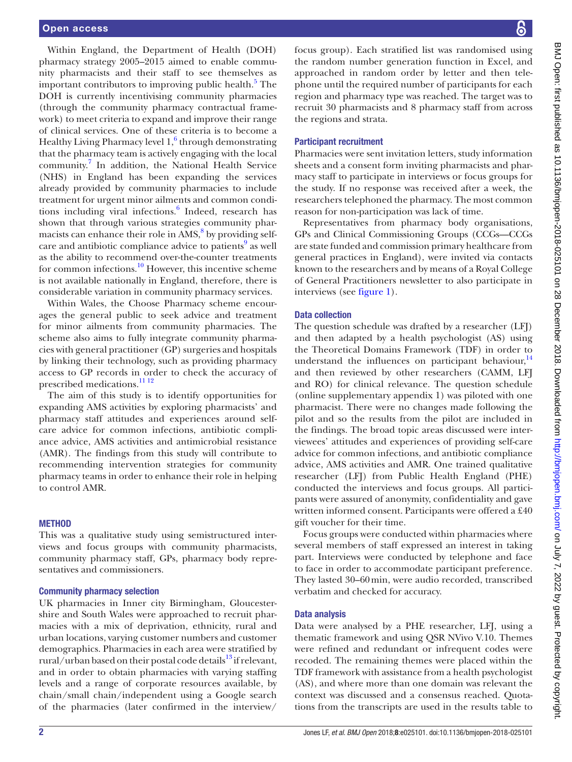Within England, the Department of Health (DOH) pharmacy strategy 2005–2015 aimed to enable community pharmacists and their staff to see themselves as important contributors to improving public health.[5] The DOH is currently incentivising community pharmacies (through the community pharmacy contractual framework) to meet criteria to expand and improve their range of clinical services. One of these criteria is to become a Healthy Living Pharmacy level 1,[6] through demonstrating that the pharmacy team is actively engaging with the local community.[7] In addition, the National Health Service (NHS) in England has been expanding the services already provided by community pharmacies to include treatment for urgent minor ailments and common conditions including viral infections.[6] Indeed, research has shown that through various strategies community pharmacists can enhance their role in AMS,[8] by providing self-care and antibiotic compliance advice to patients[9] as well as the ability to recommend over-the-counter treatments for common infections.[10] However, this incentive scheme is not available nationally in England, therefore, there is considerable variation in community pharmacy services.

Within Wales, the Choose Pharmacy scheme encourages the general public to seek advice and treatment for minor ailments from community pharmacies. The scheme also aims to fully integrate community pharmacies with general practitioner (GP) surgeries and hospitals by linking their technology, such as providing pharmacy access to GP records in order to check the accuracy of prescribed medications.[11,12]

The aim of this study is to identify opportunities for expanding AMS activities by exploring pharmacists' and pharmacy staff attitudes and experiences around self-care advice for common infections, antibiotic compliance advice, AMS activities and antimicrobial resistance (AMR). The findings from this study will contribute to recommending intervention strategies for community pharmacy teams in order to enhance their role in helping to control AMR.

## METHOD

This was a qualitative study using semistructured interviews and focus groups with community pharmacists, community pharmacy staff, GPs, pharmacy body representatives and commissioners.

### Community pharmacy selection

UK pharmacies in Inner city Birmingham, Gloucestershire and South Wales were approached to recruit pharmacies with a mix of deprivation, ethnicity, rural and urban locations, varying customer numbers and customer demographics. Pharmacies in each area were stratified by rural/urban based on their postal code details[13] if relevant, and in order to obtain pharmacies with varying staffing levels and a range of corporate resources available, by chain/small chain/independent using a Google search of the pharmacies (later confirmed in the interview/focus group). Each stratified list was randomised using the random number generation function in Excel, and approached in random order by letter and then telephone until the required number of participants for each region and pharmacy type was reached. The target was to recruit 30 pharmacists and 8 pharmacy staff from across the regions and strata.

### Participant recruitment

Pharmacies were sent invitation letters, study information sheets and a consent form inviting pharmacists and pharmacy staff to participate in interviews or focus groups for the study. If no response was received after a week, the researchers telephoned the pharmacy. The most common reason for non-participation was lack of time.

Representatives from pharmacy body organisations, GPs and Clinical Commissioning Groups (CCGs—CCGs are state funded and commission primary healthcare from general practices in England), were invited via contacts known to the researchers and by means of a Royal College of General Practitioners newsletter to also participate in interviews (see figure 1).

### Data collection

The question schedule was drafted by a researcher (LFJ) and then adapted by a health psychologist (AS) using the Theoretical Domains Framework (TDF) in order to understand the influences on participant behaviour,[14] and then reviewed by other researchers (CAMM, LFJ and RO) for clinical relevance. The question schedule (online supplementary appendix 1) was piloted with one pharmacist. There were no changes made following the pilot and so the results from the pilot are included in the findings. The broad topic areas discussed were interviewees' attitudes and experiences of providing self-care advice for common infections, and antibiotic compliance advice, AMS activities and AMR. One trained qualitative researcher (LFJ) from Public Health England (PHE) conducted the interviews and focus groups. All participants were assured of anonymity, confidentiality and gave written informed consent. Participants were offered a £40 gift voucher for their time.

Focus groups were conducted within pharmacies where several members of staff expressed an interest in taking part. Interviews were conducted by telephone and face to face in order to accommodate participant preference. They lasted 30–60 min, were audio recorded, transcribed verbatim and checked for accuracy.

### Data analysis

Data were analysed by a PHE researcher, LFJ, using a thematic framework and using QSR NVivo V.10. Themes were refined and redundant or infrequent codes were recoded. The remaining themes were placed within the TDF framework with assistance from a health psychologist (AS), and where more than one domain was relevant the context was discussed and a consensus reached. Quotations from the transcripts are used in the results table to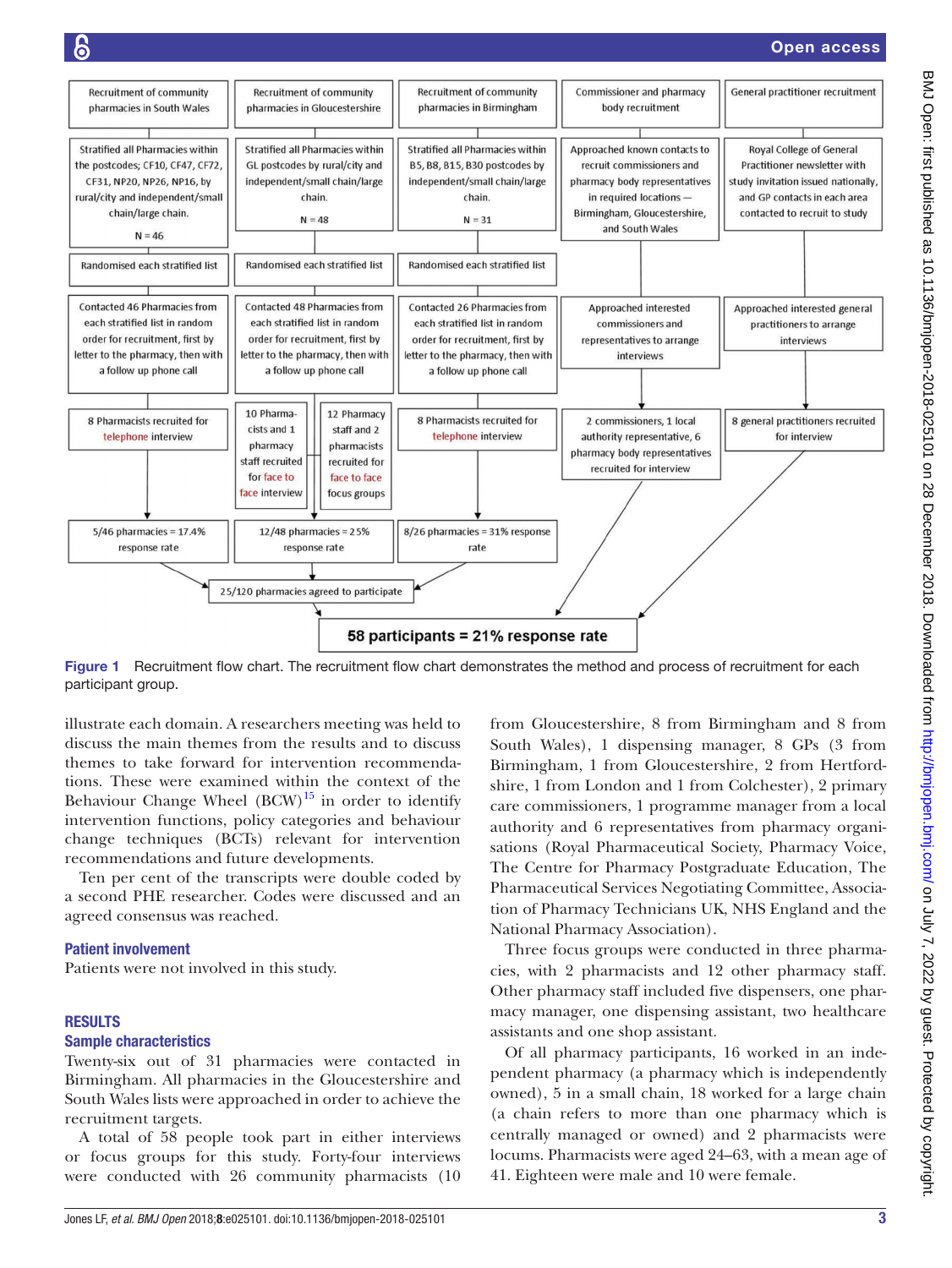Figure 1 Recruitment flow chart. The recruitment flow chart demonstrates the method and process of recruitment for each participant group.

illustrate each domain. A researchers meeting was held to discuss the main themes from the results and to discuss themes to take forward for intervention recommendations. These were examined within the context of the Behaviour Change Wheel (BCW)[15] in order to identify intervention functions, policy categories and behaviour change techniques (BCTs) relevant for intervention recommendations and future developments.

Ten per cent of the transcripts were double coded by a second PHE researcher. Codes were discussed and an agreed consensus was reached.

### Patient involvement

Patients were not involved in this study.

## RESULTS

### Sample characteristics

Twenty-six out of 31 pharmacies were contacted in Birmingham. All pharmacies in the Gloucestershire and South Wales lists were approached in order to achieve the recruitment targets.

A total of 58 people took part in either interviews or focus groups for this study. Forty-four interviews were conducted with 26 community pharmacists (10 from Gloucestershire, 8 from Birmingham and 8 from South Wales), 1 dispensing manager, 8 GPs (3 from Birmingham, 1 from Gloucestershire, 2 from Hertfordshire, 1 from London and 1 from Colchester), 2 primary care commissioners, 1 programme manager from a local authority and 6 representatives from pharmacy organisations (Royal Pharmaceutical Society, Pharmacy Voice, The Centre for Pharmacy Postgraduate Education, The Pharmaceutical Services Negotiating Committee, Association of Pharmacy Technicians UK, NHS England and the National Pharmacy Association).

Three focus groups were conducted in three pharmacies, with 2 pharmacists and 12 other pharmacy staff. Other pharmacy staff included five dispensers, one pharmacy manager, one dispensing assistant, two healthcare assistants and one shop assistant.

Of all pharmacy participants, 16 worked in an independent pharmacy (a pharmacy which is independently owned), 5 in a small chain, 18 worked for a large chain (a chain refers to more than one pharmacy which is centrally managed or owned) and 2 pharmacists were locums. Pharmacists were aged 24–63, with a mean age of 41. Eighteen were male and 10 were female.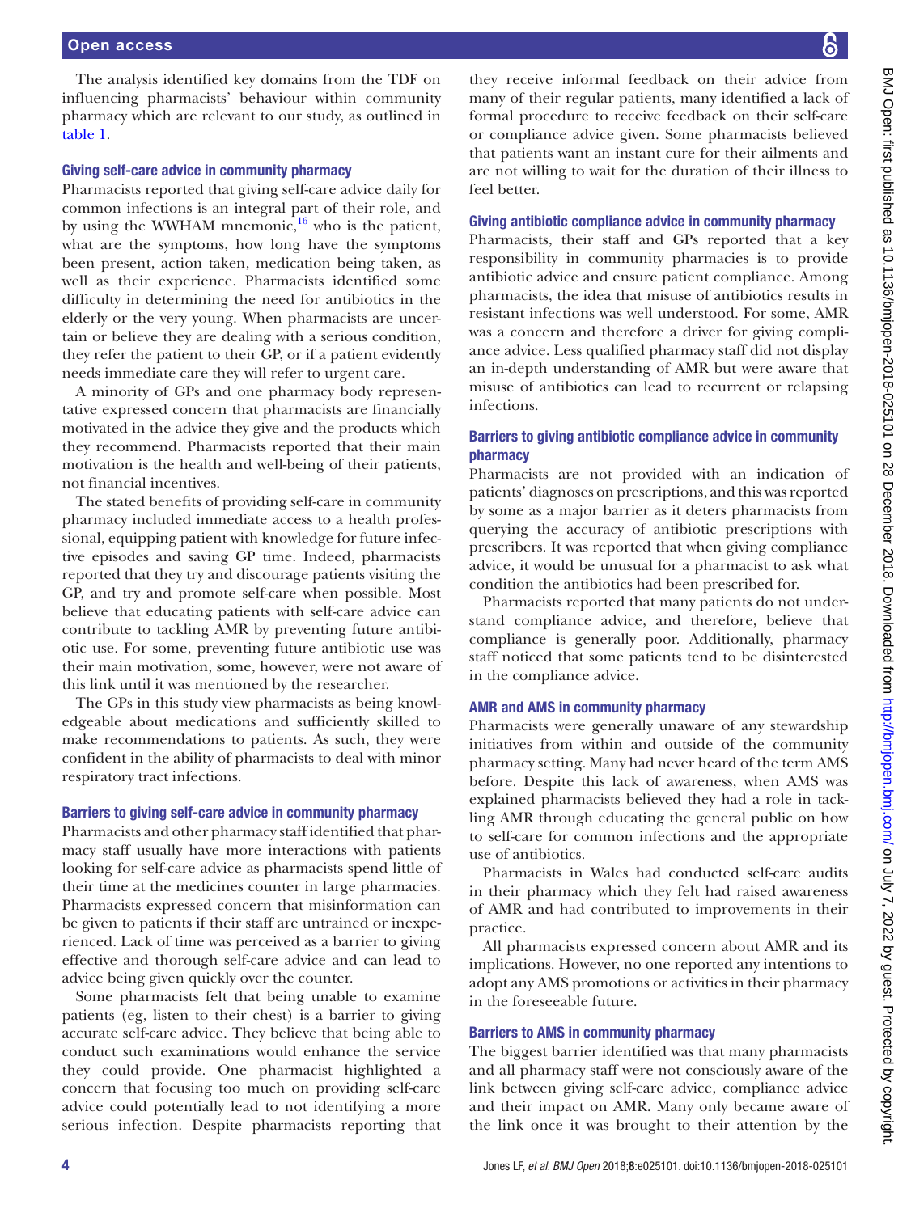The analysis identified key domains from the TDF on influencing pharmacists' behaviour within community pharmacy which are relevant to our study, as outlined in table 1.

### Giving self-care advice in community pharmacy

Pharmacists reported that giving self-care advice daily for common infections is an integral part of their role, and by using the WWHAM mnemonic,[16] who is the patient, what are the symptoms, how long have the symptoms been present, action taken, medication being taken, as well as their experience. Pharmacists identified some difficulty in determining the need for antibiotics in the elderly or the very young. When pharmacists are uncertain or believe they are dealing with a serious condition, they refer the patient to their GP, or if a patient evidently needs immediate care they will refer to urgent care.

A minority of GPs and one pharmacy body representative expressed concern that pharmacists are financially motivated in the advice they give and the products which they recommend. Pharmacists reported that their main motivation is the health and well-being of their patients, not financial incentives.

The stated benefits of providing self-care in community pharmacy included immediate access to a health professional, equipping patient with knowledge for future infective episodes and saving GP time. Indeed, pharmacists reported that they try and discourage patients visiting the GP, and try and promote self-care when possible. Most believe that educating patients with self-care advice can contribute to tackling AMR by preventing future antibiotic use. For some, preventing future antibiotic use was their main motivation, some, however, were not aware of this link until it was mentioned by the researcher.

The GPs in this study view pharmacists as being knowledgeable about medications and sufficiently skilled to make recommendations to patients. As such, they were confident in the ability of pharmacists to deal with minor respiratory tract infections.

### Barriers to giving self-care advice in community pharmacy

Pharmacists and other pharmacy staff identified that pharmacy staff usually have more interactions with patients looking for self-care advice as pharmacists spend little of their time at the medicines counter in large pharmacies. Pharmacists expressed concern that misinformation can be given to patients if their staff are untrained or inexperienced. Lack of time was perceived as a barrier to giving effective and thorough self-care advice and can lead to advice being given quickly over the counter.

Some pharmacists felt that being unable to examine patients (eg, listen to their chest) is a barrier to giving accurate self-care advice. They believe that being able to conduct such examinations would enhance the service they could provide. One pharmacist highlighted a concern that focusing too much on providing self-care advice could potentially lead to not identifying a more serious infection. Despite pharmacists reporting that they receive informal feedback on their advice from many of their regular patients, many identified a lack of formal procedure to receive feedback on their self-care or compliance advice given. Some pharmacists believed that patients want an instant cure for their ailments and are not willing to wait for the duration of their illness to feel better.

### Giving antibiotic compliance advice in community pharmacy

Pharmacists, their staff and GPs reported that a key responsibility in community pharmacies is to provide antibiotic advice and ensure patient compliance. Among pharmacists, the idea that misuse of antibiotics results in resistant infections was well understood. For some, AMR was a concern and therefore a driver for giving compliance advice. Less qualified pharmacy staff did not display an in-depth understanding of AMR but were aware that misuse of antibiotics can lead to recurrent or relapsing infections.

### Barriers to giving antibiotic compliance advice in community pharmacy

Pharmacists are not provided with an indication of patients' diagnoses on prescriptions, and this was reported by some as a major barrier as it deters pharmacists from querying the accuracy of antibiotic prescriptions with prescribers. It was reported that when giving compliance advice, it would be unusual for a pharmacist to ask what condition the antibiotics had been prescribed for.

Pharmacists reported that many patients do not understand compliance advice, and therefore, believe that compliance is generally poor. Additionally, pharmacy staff noticed that some patients tend to be disinterested in the compliance advice.

### AMR and AMS in community pharmacy

Pharmacists were generally unaware of any stewardship initiatives from within and outside of the community pharmacy setting. Many had never heard of the term AMS before. Despite this lack of awareness, when AMS was explained pharmacists believed they had a role in tackling AMR through educating the general public on how to self-care for common infections and the appropriate use of antibiotics.

Pharmacists in Wales had conducted self-care audits in their pharmacy which they felt had raised awareness of AMR and had contributed to improvements in their practice.

All pharmacists expressed concern about AMR and its implications. However, no one reported any intentions to adopt any AMS promotions or activities in their pharmacy in the foreseeable future.

### Barriers to AMS in community pharmacy

The biggest barrier identified was that many pharmacists and all pharmacy staff were not consciously aware of the link between giving self-care advice, compliance advice and their impact on AMR. Many only became aware of the link once it was brought to their attention by the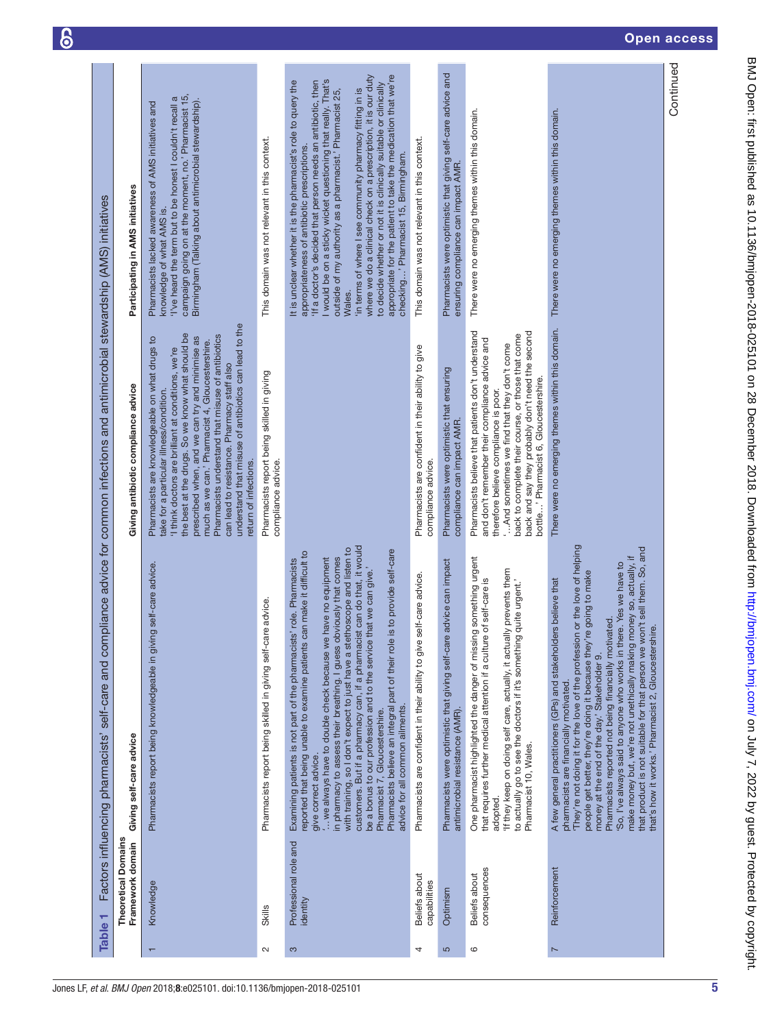**Table 1** Factors influencing pharmacists' self-care and compliance advice for common infections and antimicrobial stewardship (AMS) initiatives

| | Theoretical Domains Framework domain | Giving self-care advice | Giving antibiotic compliance advice | Participating in AMS initiatives |
|---|---|---|---|---|
| 1 | Knowledge | Pharmacists report being knowledgeable in giving self-care advice. | Pharmacists are knowledgeable on what drugs to take for a particular illness/condition.<br>'I think doctors are brilliant at conditions, we're the best at the drugs. So we know what should be prescribed when, and we can try and minimise as much as we can.' Pharmacist 4, Gloucestershire.<br>Pharmacists understand that misuse of antibiotics can lead to resistance. Pharmacy staff also understand that misuse of antibiotics can lead to the return of infections. | Pharmacists lacked awareness of AMS initiatives and knowledge of what AMS is.<br>'I've heard the term but to be honest I couldn't recall a campaign going on at the moment, no.' Pharmacist 15, Birmingham (Talking about antimicrobial stewardship). |
| 2 | Skills | Pharmacists report being skilled in giving self-care advice. | Pharmacists report being skilled in giving compliance advice. | This domain was not relevant in this context. |
| 3 | Professional role and identity | Examining patients is not part of the pharmacists' role. Pharmacists reported that being unable to examine patients can make it difficult to give correct advice.<br>'…we always have to double check because we have no equipment in pharmacy to assess their breathing, I guess obviously that comes with training, so I don't expect to just have a stethoscope and listen to customers. But if a pharmacy can, if a pharmacist can do that, it would be a bonus to our profession and to the service that we can give.' Pharmacist 7, Gloucestershire.<br>Pharmacists believe an integral part of their role is to provide self-care advice for all common ailments. | | It is unclear whether it is the pharmacist's role to query the appropriateness of antibiotic prescriptions.<br>'If a doctor's decided that person needs an antibiotic, then I would be on a sticky wicket questioning that really. That's outside of my authority as a pharmacist.' Pharmacist 25, Wales.<br>'in terms of where I see community pharmacy fitting in is where we do a clinical check on a prescription, it is our duty to decide whether or not it is clinically suitable or clinically appropriate for the patient to take the medication that we're checking…' Pharmacist 15, Birmingham. |
| 4 | Beliefs about capabilities | Pharmacists are confident in their ability to give self-care advice. | Pharmacists are confident in their ability to give compliance advice. | This domain was not relevant in this context. |
| 5 | Optimism | Pharmacists were optimistic that giving self-care advice can impact antimicrobial resistance (AMR). | Pharmacists were optimistic that ensuring compliance can impact AMR. | Pharmacists were optimistic that giving self-care advice and ensuring compliance can impact AMR. |
| 6 | Beliefs about consequences | One pharmacist highlighted the danger of missing something urgent that requires further medical attention if a culture of self-care is adopted.<br>'If they keep on doing self care, actually, it actually prevents them to actually go to see the doctors if it's something quite urgent.' Pharmacist 10, Wales. | Pharmacists believe that patients don't understand and don't remember their compliance advice and therefore believe compliance is poor.<br>'…And sometimes we find that they don't come back to complete their course, or those that come back and say they probably don't need the second bottle…' Pharmacist 6, Gloucestershire. | There were no emerging themes within this domain. |
| 7 | Reinforcement | A few general practitioners (GPs) and stakeholders believe that pharmacists are financially motivated.<br>'They're not doing it for the love of the profession or the love of helping people get better, they're doing it because they're going to make money at the end of the day.' Stakeholder 9.<br>Pharmacists reported not being financially motivated.<br>'So, I've always said to anyone who works in there. Yes we have to make money but, we're not unethically making money so, actually if that product is not suitable for that person we won't sell them. So, and that's how it works.' Pharmacist 2, Gloucestershire. | There were no emerging themes within this domain. | There were no emerging themes within this domain. |

Continued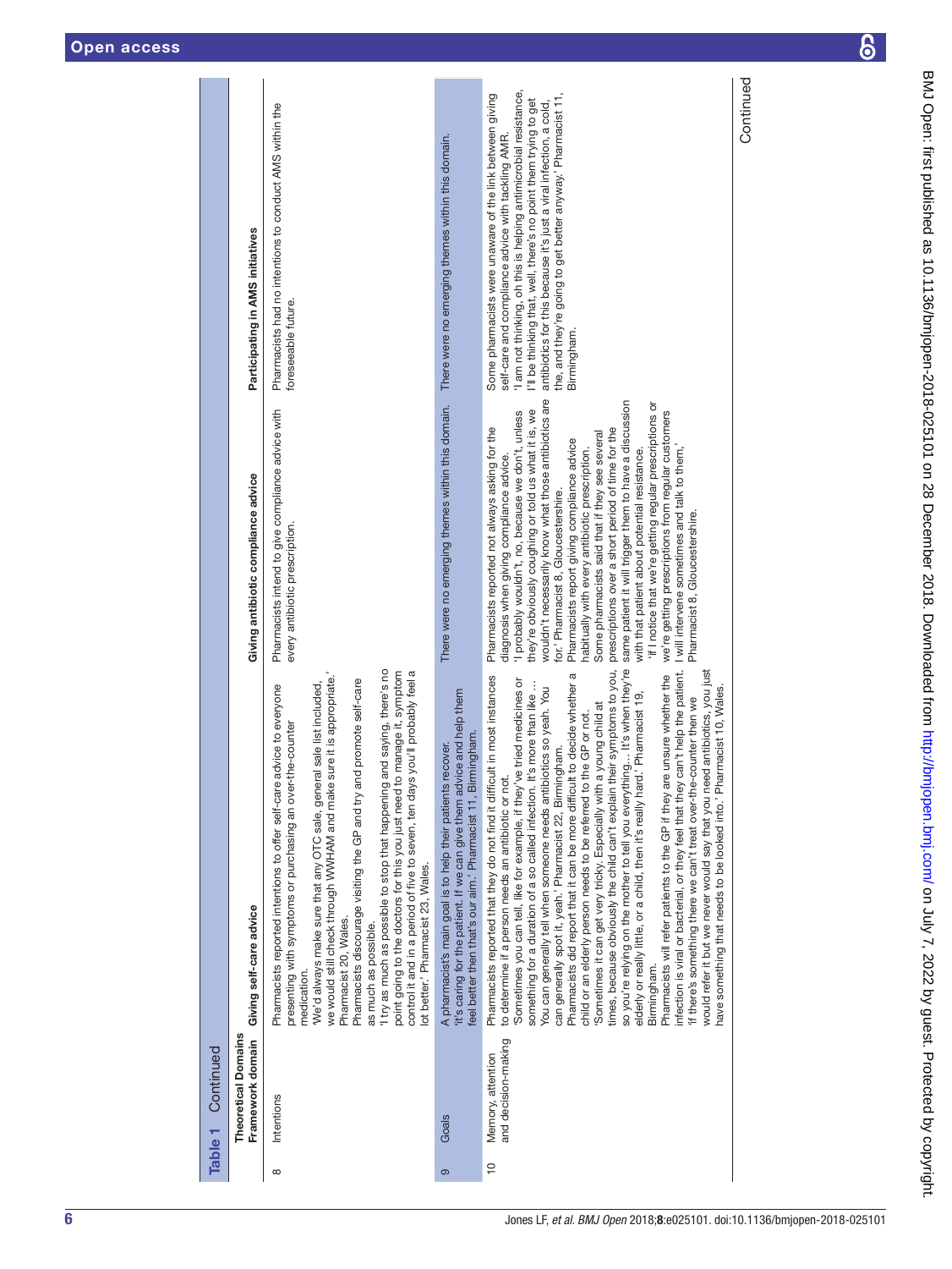**Table 1** Continued

| | Theoretical Domains Framework domain | Giving self-care advice | Giving antibiotic compliance advice | Participating in AMS initiatives |
|---|---|---|---|---|
| 8 | Intentions | Pharmacists reported intentions to offer self-care advice to everyone presenting with symptoms or purchasing an over-the-counter medication.<br>'We'd always make sure that any OTC sale, general sale list included, we would still check through WWHAM and make sure it is appropriate.' Pharmacist 20, Wales.<br>Pharmacists discourage visiting the GP and try and promote self-care as much as possible.<br>'I try as much as possible to stop that happening and saying, there's no point going to the doctors for this you just need to manage it, symptom control it and in a period of five to seven, ten days you'll probably feel a lot better.' Pharmacist 23, Wales. | Pharmacists intend to give compliance advice with every antibiotic prescription. | Pharmacists had no intentions to conduct AMS within the foreseeable future. |
| 9 | Goals | A pharmacist's main goal is to help their patients recover.<br>'it's caring for the patient. If we can give them advice and help them feel better then that's our aim.' Pharmacist 11, Birmingham. | There were no emerging themes within this domain. | There were no emerging themes within this domain. |
| 10 | Memory, attention and decision-making | Pharmacists reported that they do not find it difficult in most instances to determine if a person needs an antibiotic or not.<br>'Sometimes you can tell, like for example, if they've tried medicines or something for a duration of a so called infection. It's more than like… You can generally tell when someone needs antibiotics so yeah. You can generally spot it, yeah.' Pharmacist 22, Birmingham.<br>Pharmacists did report that it can be more difficult to decide whether a child or an elderly person needs to be referred to the GP or not.<br>'Sometimes it can get very tricky. Especially with a young child at times, because obviously the child can't explain their symptoms to you, so you're relying on the mother to tell you everything… It's when they're elderly or really little, or a child, then it's really hard.' Pharmacist 19, Birmingham.<br>Pharmacists will refer patients to the GP if they are unsure whether the infection is viral or bacterial, or they feel that they can't help the patient.<br>'if there's something there we can't treat over-the-counter then we would refer it but we never would say that you need antibiotics, you just have something that needs to be looked into.' Pharmacist 10, Wales. | Pharmacists reported not always asking for the diagnosis when giving compliance advice.<br>'I probably wouldn't, no, because we don't, unless they're obviously coughing or told us what it is, we wouldn't necessarily know what those antibiotics are for.' Pharmacist 8, Gloucestershire.<br>Pharmacists report giving compliance advice habitually with every antibiotic prescription.<br>Some pharmacists said that if they see several prescriptions over a short period of time for the same patient it will trigger them to have a discussion with that patient about potential resistance.<br>'if I notice that we're getting regular prescriptions or we're getting prescriptions from regular customers I will intervene sometimes and talk to them.' Pharmacist 8, Gloucestershire. | Some pharmacists were unaware of the link between giving self-care and compliance advice with tackling AMR.<br>'I am not thinking, oh this is helping antimicrobial resistance, I'll be thinking that, well, there's no point them trying to get antibiotics for this because it's just a viral infection, a cold, the, and they're going to get better anyway.' Pharmacist 11, Birmingham. |

Continued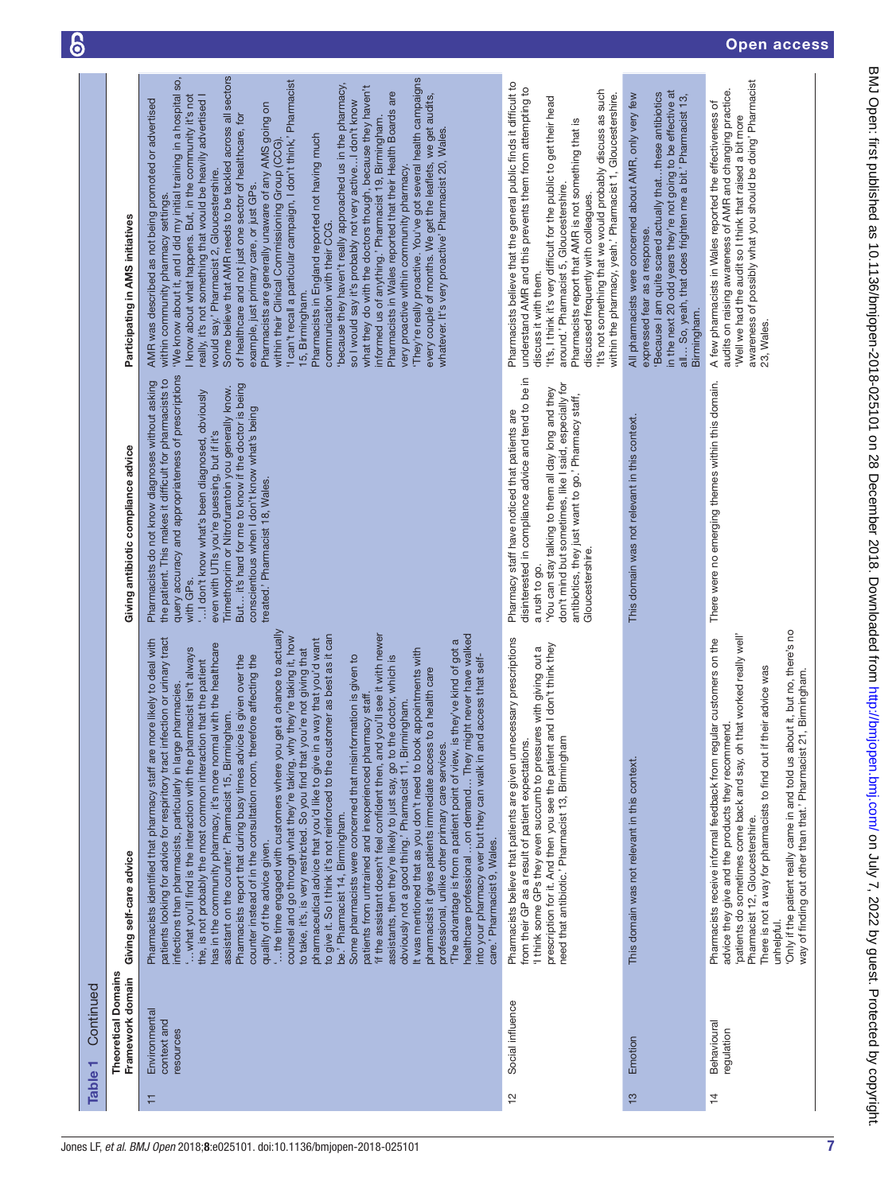**Table 1** Continued

| | Theoretical Domains Framework domain | Giving self-care advice | Giving antibiotic compliance advice | Participating in AMS initiatives |
|---|---|---|---|---|
| 11 | Environmental context and resources | Pharmacists identified that pharmacy staff are more likely to deal with patients looking for advice for respiratory tract infection or urinary tract infections than pharmacists, particularly in large pharmacies.<br>'…what you'll find is the interaction with the pharmacist isn't always the, is not probably the most common interaction that the patient has in the community pharmacy, it's more normal with the healthcare assistant on the counter.' Pharmacist 15, Birmingham.<br>Pharmacists report that during busy times advice is given over the counter instead of in the consultation room, therefore affecting the quality of the advice given.<br>'…the time engaged with customers where you get a chance to actually counsel and go through what they're taking, why they're taking it, how to take, it's, it's very restricted. So you find that you're not giving that pharmaceutical advice that you'd like to give in a way that you'd want to give it. So I think it's not reinforced to the customer as best as it can be.' Pharmacist 14, Birmingham.<br>Some pharmacists were concerned that misinformation is given to patients from untrained and inexperienced pharmacy staff.<br>'if the assistant doesn't feel confident then, and you'll see it with newer assistants, then they're likely to just say, go to the doctor, which is obviously not a good thing.' Pharmacist 11, Birmingham.<br>It was mentioned that as you don't need to book appointments with pharmacists it gives patients immediate access to a health care professional, unlike other primary care services.<br>'The advantage is from a patient point of view, is they've kind of got a healthcare professional …on demand… They might never have walked into your pharmacy ever but they can walk in and access that self-care.' Pharmacist 9, Wales. | Pharmacists do not know diagnoses without asking the patient. This makes it difficult for pharmacists to query accuracy and appropriateness of prescriptions with GPs.<br>'…I don't know what's been diagnosed, obviously even with UTIs you're guessing, but if it's Trimethoprim or Nitrofurantoin you generally know. But… it's hard for me to know if the doctor is being conscientious when I don't know what's being treated.' Pharmacist 18, Wales. | AMR was described as not being promoted or advertised within community pharmacy settings.<br>'We know about it, and I did my initial training in a hospital so, I know about what happens. But, in the community it's not really, it's not something that would be heavily advertised I would say.' Pharmacist 2, Gloucestershire.<br>Some believe that AMR needs to be tackled across all sectors of healthcare and not just one sector of healthcare, for example, just primary care, or just GPs.<br>Pharmacists are generally unaware of any AMS going on within their Clinical Commissioning Group (CCG).<br>'I can't recall a particular campaign, I don't think,' Pharmacist 15, Birmingham.<br>Pharmacists in England reported not having much communication with their CCG.<br>'because they haven't really approached us in the pharmacy, so I would say it's probably not very active…I don't know what they do with the doctors though, because they haven't informed us of anything.' Pharmacist 19, Birmingham.<br>Pharmacists in Wales reported that their Health Boards are very proactive within community pharmacy.<br>'They're really proactive. You've got several health campaigns every couple of months. We get the leaflets, we get audits, whatever. It's very proactive' Pharmacist 20, Wales. |
| 12 | Social influence | Pharmacists believe that patients are given unnecessary prescriptions from their GP as a result of patient expectations.<br>'I think some GPs they even succumb to pressures with giving out a prescription for it. And then you see the patient and I don't think they need that antibiotic.' Pharmacist 13, Birmingham | Pharmacy staff have noticed that patients are disinterested in compliance advice and tend to be in a rush to go.<br>'You can stay talking to them all day long and they don't mind but sometimes, like I said, especially for antibiotics, they just want to go.' Pharmacy staff, Gloucestershire. | Pharmacists believe that the general public finds it difficult to understand AMR and this prevents them from attempting to discuss it with them.<br>'It's, I think it's very difficult for the public to get their head around.' Pharmacist 5, Gloucestershire.<br>Pharmacists report that AMR is not something that is discussed frequently with colleagues.<br>'It's not something that we would probably discuss as such within the pharmacy, yeah.' Pharmacist 1, Gloucestershire. |
| 13 | Emotion | This domain was not relevant in this context. | This domain was not relevant in this context. | All pharmacists were concerned about AMR, only very few expressed fear as a response.<br>'Because I am quite scared actually that…these antibiotics in the next 20 odd years they're not going to be effective at all… So, yeah, that does frighten me a bit.' Pharmacist 13, Birmingham. |
| 14 | Behavioural regulation | Pharmacists receive informal feedback from regular customers on the advice they give and the products they recommend.<br>'patients do sometimes come back and say, oh that worked really well' Pharmacist 12, Gloucestershire.<br>There is not a way for pharmacists to find out if their advice was unhelpful.<br>'Only if the patient really came in and told us about it, but no, there's no way of finding out other than that.' Pharmacist 21, Birmingham. | There were no emerging themes within this domain. | A few pharmacists in Wales reported the effectiveness of audits on raising awareness of AMR and changing practice.<br>'Well we had the audit so I think that raised a bit more awareness of possibly what you should be doing' Pharmacist 23, Wales. |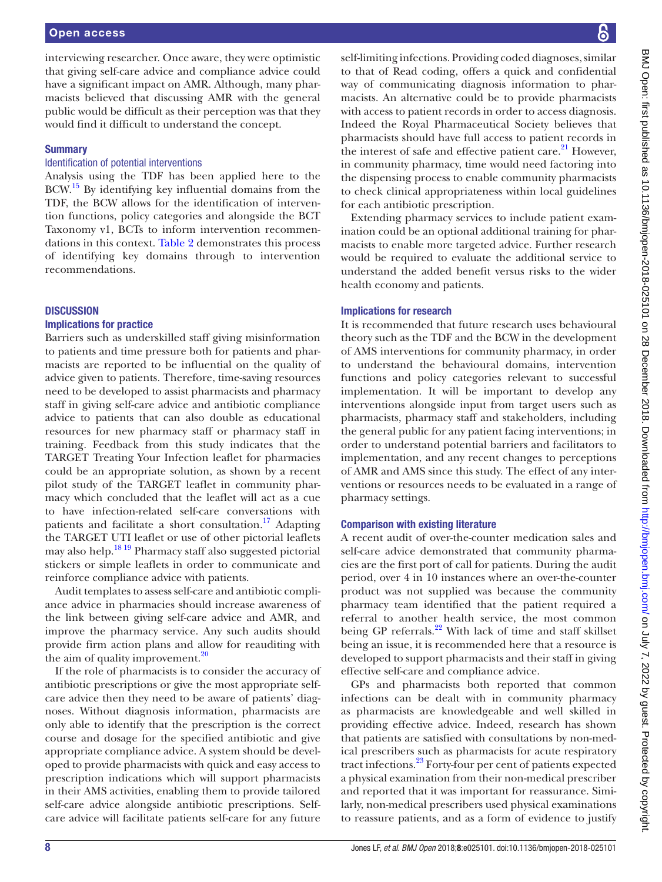interviewing researcher. Once aware, they were optimistic that giving self-care advice and compliance advice could have a significant impact on AMR. Although, many pharmacists believed that discussing AMR with the general public would be difficult as their perception was that they would find it difficult to understand the concept.

### Summary

#### Identification of potential interventions

Analysis using the TDF has been applied here to the BCW.[15] By identifying key influential domains from the TDF, the BCW allows for the identification of intervention functions, policy categories and alongside the BCT Taxonomy v1, BCTs to inform intervention recommendations in this context. Table 2 demonstrates this process of identifying key domains through to intervention recommendations.

## DISCUSSION

### Implications for practice

Barriers such as underskilled staff giving misinformation to patients and time pressure both for patients and pharmacists are reported to be influential on the quality of advice given to patients. Therefore, time-saving resources need to be developed to assist pharmacists and pharmacy staff in giving self-care advice and antibiotic compliance advice to patients that can also double as educational resources for new pharmacy staff or pharmacy staff in training. Feedback from this study indicates that the TARGET Treating Your Infection leaflet for pharmacies could be an appropriate solution, as shown by a recent pilot study of the TARGET leaflet in community pharmacy which concluded that the leaflet will act as a cue to have infection-related self-care conversations with patients and facilitate a short consultation.[17] Adapting the TARGET UTI leaflet or use of other pictorial leaflets may also help.[18 19] Pharmacy staff also suggested pictorial stickers or simple leaflets in order to communicate and reinforce compliance advice with patients.

Audit templates to assess self-care and antibiotic compliance advice in pharmacies should increase awareness of the link between giving self-care advice and AMR, and improve the pharmacy service. Any such audits should provide firm action plans and allow for reauditing with the aim of quality improvement.[20]

If the role of pharmacists is to consider the accuracy of antibiotic prescriptions or give the most appropriate self-care advice then they need to be aware of patients' diagnoses. Without diagnosis information, pharmacists are only able to identify that the prescription is the correct course and dosage for the specified antibiotic and give appropriate compliance advice. A system should be developed to provide pharmacists with quick and easy access to prescription indications which will support pharmacists in their AMS activities, enabling them to provide tailored self-care advice alongside antibiotic prescriptions. Self-care advice will facilitate patients self-care for any future self-limiting infections. Providing coded diagnoses, similar to that of Read coding, offers a quick and confidential way of communicating diagnosis information to pharmacists. An alternative could be to provide pharmacists with access to patient records in order to access diagnosis. Indeed the Royal Pharmaceutical Society believes that pharmacists should have full access to patient records in the interest of safe and effective patient care.[21] However, in community pharmacy, time would need factoring into the dispensing process to enable community pharmacists to check clinical appropriateness within local guidelines for each antibiotic prescription.

Extending pharmacy services to include patient examination could be an optional additional training for pharmacists to enable more targeted advice. Further research would be required to evaluate the additional service to understand the added benefit versus risks to the wider health economy and patients.

### Implications for research

It is recommended that future research uses behavioural theory such as the TDF and the BCW in the development of AMS interventions for community pharmacy, in order to understand the behavioural domains, intervention functions and policy categories relevant to successful implementation. It will be important to develop any interventions alongside input from target users such as pharmacists, pharmacy staff and stakeholders, including the general public for any patient facing interventions; in order to understand potential barriers and facilitators to implementation, and any recent changes to perceptions of AMR and AMS since this study. The effect of any interventions or resources needs to be evaluated in a range of pharmacy settings.

### Comparison with existing literature

A recent audit of over-the-counter medication sales and self-care advice demonstrated that community pharmacies are the first port of call for patients. During the audit period, over 4 in 10 instances where an over-the-counter product was not supplied was because the community pharmacy team identified that the patient required a referral to another health service, the most common being GP referrals.[22] With lack of time and staff skillset being an issue, it is recommended here that a resource is developed to support pharmacists and their staff in giving effective self-care and compliance advice.

GPs and pharmacists both reported that common infections can be dealt with in community pharmacy as pharmacists are knowledgeable and well skilled in providing effective advice. Indeed, research has shown that patients are satisfied with consultations by non-medical prescribers such as pharmacists for acute respiratory tract infections.[23] Forty-four per cent of patients expected a physical examination from their non-medical prescriber and reported that it was important for reassurance. Similarly, non-medical prescribers used physical examinations to reassure patients, and as a form of evidence to justify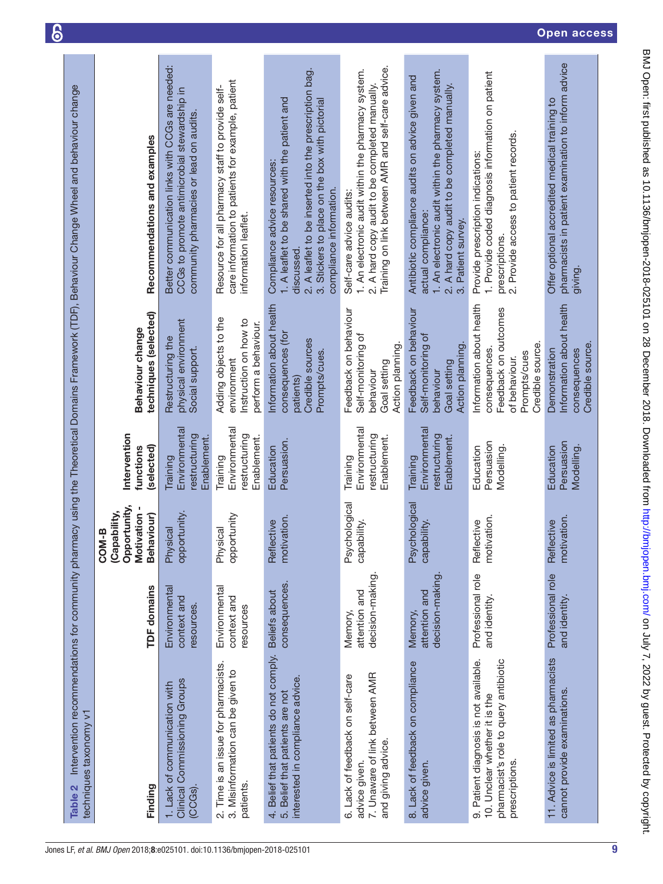**Table 2** Intervention recommendations for community pharmacy using the Theoretical Domains Framework (TDF), Behaviour Change Wheel and behaviour change techniques taxonomy v1

| Finding | TDF domains | COM-B (Capability, Opportunity, Motivation - Behaviour) | Intervention functions (selected) | Behaviour change techniques (selected) | Recommendations and examples |
|---|---|---|---|---|---|
| 1. Lack of communication with Clinical Commissioning Groups (CCGs). | Environmental context and resources. | Physical opportunity. | Training<br>Environmental restructuring<br>Enablement. | Restructuring the physical environment<br>Social support. | Better communication links with CCGs are needed: CCGs to promote antimicrobial stewardship in community pharmacies or lead on audits. |
| 2. Time is an issue for pharmacists.<br>3. Misinformation can be given to patients. | Environmental context and resources | Physical opportunity | Training<br>Environmental restructuring<br>Enablement. | Adding objects to the environment<br>Instruction on how to perform a behaviour. | Resource for all pharmacy staff to provide self-care information to patients for example, patient information leaflet. |
| 4. Belief that patients do not comply.<br>5. Belief that patients are not interested in compliance advice. | Beliefs about consequences. | Reflective motivation. | Education<br>Persuasion. | Information about health consequences (for patients)<br>Credible sources<br>Prompts/cues. | Compliance advice resources:<br>1. A leaflet to be shared with the patient and discussed.<br>2. A leaflet to be inserted into the prescription bag.<br>3. Stickers to place on the box with pictorial compliance information. |
| 6. Lack of feedback on self-care advice given.<br>7. Unaware of link between AMR and giving advice. | Memory, attention and decision-making. | Psychological capability. | Training<br>Environmental restructuring<br>Enablement. | Feedback on behaviour<br>Self-monitoring of behaviour<br>Goal setting<br>Action planning. | Self-care advice audits:<br>1. An electronic audit within the pharmacy system.<br>2. A hard copy audit to be completed manually.<br>Training on link between AMR and self-care advice. |
| 8. Lack of feedback on compliance advice given. | Memory, attention and decision-making. | Psychological capability. | Training<br>Environmental restructuring<br>Enablement. | Feedback on behaviour<br>Self-monitoring of behaviour<br>Goal setting<br>Action planning. | Antibiotic compliance audits on advice given and actual compliance:<br>1. An electronic audit within the pharmacy system.<br>2. A hard copy audit to be completed manually.<br>3. Patient survey. |
| 9. Patient diagnosis is not available.<br>10. Unclear whether it is the pharmacist's role to query antibiotic prescriptions. | Professional role and identity. | Reflective motivation. | Education<br>Persuasion<br>Modelling. | Information about health consequences.<br>Feedback on outcomes of behaviour.<br>Prompts/cues<br>Credible source. | Provide prescription indications:<br>1. Provide coded diagnosis information on patient prescriptions.<br>2. Provide access to patient records. |
| 11. Advice is limited as pharmacists cannot provide examinations. | Professional role and identity. | Reflective motivation. | Education<br>Persuasion<br>Modelling. | Demonstration<br>Information about health consequences<br>Credible source. | Offer optional accredited medical training to pharmacists in patient examination to inform advice giving. |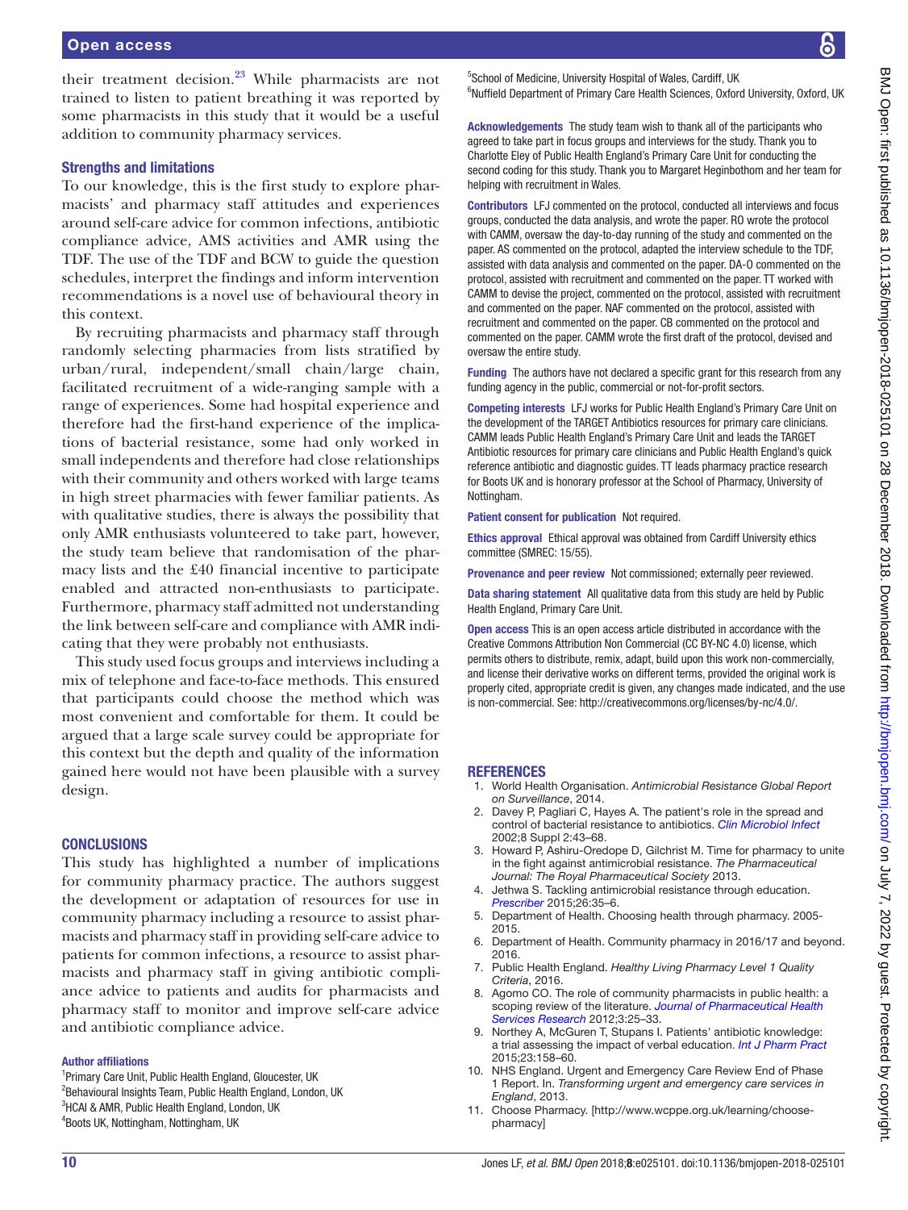their treatment decision.[23] While pharmacists are not trained to listen to patient breathing it was reported by some pharmacists in this study that it would be a useful addition to community pharmacy services.

### Strengths and limitations

To our knowledge, this is the first study to explore pharmacists' and pharmacy staff attitudes and experiences around self-care advice for common infections, antibiotic compliance advice, AMS activities and AMR using the TDF. The use of the TDF and BCW to guide the question schedules, interpret the findings and inform intervention recommendations is a novel use of behavioural theory in this context.

By recruiting pharmacists and pharmacy staff through randomly selecting pharmacies from lists stratified by urban/rural, independent/small chain/large chain, facilitated recruitment of a wide-ranging sample with a range of experiences. Some had hospital experience and therefore had the first-hand experience of the implications of bacterial resistance, some had only worked in small independents and therefore had close relationships with their community and others worked with large teams in high street pharmacies with fewer familiar patients. As with qualitative studies, there is always the possibility that only AMR enthusiasts volunteered to take part, however, the study team believe that randomisation of the pharmacy lists and the £40 financial incentive to participate enabled and attracted non-enthusiasts to participate. Furthermore, pharmacy staff admitted not understanding the link between self-care and compliance with AMR indicating that they were probably not enthusiasts.

This study used focus groups and interviews including a mix of telephone and face-to-face methods. This ensured that participants could choose the method which was most convenient and comfortable for them. It could be argued that a large scale survey could be appropriate for this context but the depth and quality of the information gained here would not have been plausible with a survey design.

## CONCLUSIONS

This study has highlighted a number of implications for community pharmacy practice. The authors suggest the development or adaptation of resources for use in community pharmacy including a resource to assist pharmacists and pharmacy staff in providing self-care advice to patients for common infections, a resource to assist pharmacists and pharmacy staff in giving antibiotic compliance advice to patients and audits for pharmacists and pharmacy staff to monitor and improve self-care advice and antibiotic compliance advice.

#### Author affiliations

[1]Primary Care Unit, Public Health England, Gloucester, UK
[2]Behavioural Insights Team, Public Health England, London, UK
[3]HCAI & AMR, Public Health England, London, UK
[4]Boots UK, Nottingham, Nottingham, UK
[5]School of Medicine, University Hospital of Wales, Cardiff, UK
[6]Nuffield Department of Primary Care Health Sciences, Oxford University, Oxford, UK

**Acknowledgements** The study team wish to thank all of the participants who agreed to take part in focus groups and interviews for the study. Thank you to Charlotte Eley of Public Health England's Primary Care Unit for conducting the second coding for this study. Thank you to Margaret Heginbothom and her team for helping with recruitment in Wales.

**Contributors** LFJ commented on the protocol, conducted all interviews and focus groups, conducted the data analysis, and wrote the paper. RO wrote the protocol with CAMM, oversaw the day-to-day running of the study and commented on the paper. AS commented on the protocol, adapted the interview schedule to the TDF, assisted with data analysis and commented on the paper. DA-O commented on the protocol, assisted with recruitment and commented on the paper. TT worked with CAMM to devise the project, commented on the protocol, assisted with recruitment and commented on the paper. NAF commented on the protocol, assisted with recruitment and commented on the paper. CB commented on the protocol and commented on the paper. CAMM wrote the first draft of the protocol, devised and oversaw the entire study.

**Funding** The authors have not declared a specific grant for this research from any funding agency in the public, commercial or not-for-profit sectors.

**Competing interests** LFJ works for Public Health England's Primary Care Unit on the development of the TARGET Antibiotics resources for primary care clinicians. CAMM leads Public Health England's Primary Care Unit and leads the TARGET Antibiotic resources for primary care clinicians and Public Health England's quick reference antibiotic and diagnostic guides. TT leads pharmacy practice research for Boots UK and is honorary professor at the School of Pharmacy, University of Nottingham.

**Patient consent for publication** Not required.

**Ethics approval** Ethical approval was obtained from Cardiff University ethics committee (SMREC: 15/55).

**Provenance and peer review** Not commissioned; externally peer reviewed.

**Data sharing statement** All qualitative data from this study are held by Public Health England, Primary Care Unit.

**Open access** This is an open access article distributed in accordance with the Creative Commons Attribution Non Commercial (CC BY-NC 4.0) license, which permits others to distribute, remix, adapt, build upon this work non-commercially, and license their derivative works on different terms, provided the original work is properly cited, appropriate credit is given, any changes made indicated, and the use is non-commercial. See: http://creativecommons.org/licenses/by-nc/4.0/.

## REFERENCES

1. World Health Organisation. *Antimicrobial Resistance Global Report on Surveillance*, 2014.
2. Davey P, Pagliari C, Hayes A. The patient's role in the spread and control of bacterial resistance to antibiotics. *Clin Microbiol Infect* 2002;8 Suppl 2:43–68.
3. Howard P, Ashiru-Oredope D, Gilchrist M. Time for pharmacy to unite in the fight against antimicrobial resistance. *The Pharmaceutical Journal: The Royal Pharmaceutical Society* 2013.
4. Jethwa S. Tackling antimicrobial resistance through education. *Prescriber* 2015;26:35–6.
5. Department of Health. Choosing health through pharmacy. 2005-2015.
6. Department of Health. Community pharmacy in 2016/17 and beyond. 2016.
7. Public Health England. *Healthy Living Pharmacy Level 1 Quality Criteria*, 2016.
8. Agomo CO. The role of community pharmacists in public health: a scoping review of the literature. *Journal of Pharmaceutical Health Services Research* 2012;3:25–33.
9. Northey A, McGuren T, Stupans I. Patients' antibiotic knowledge: a trial assessing the impact of verbal education. *Int J Pharm Pract* 2015;23:158–60.
10. NHS England. Urgent and Emergency Care Review End of Phase 1 Report. In. *Transforming urgent and emergency care services in England*, 2013.
11. Choose Pharmacy. [http://www.wcppe.org.uk/learning/choose-pharmacy]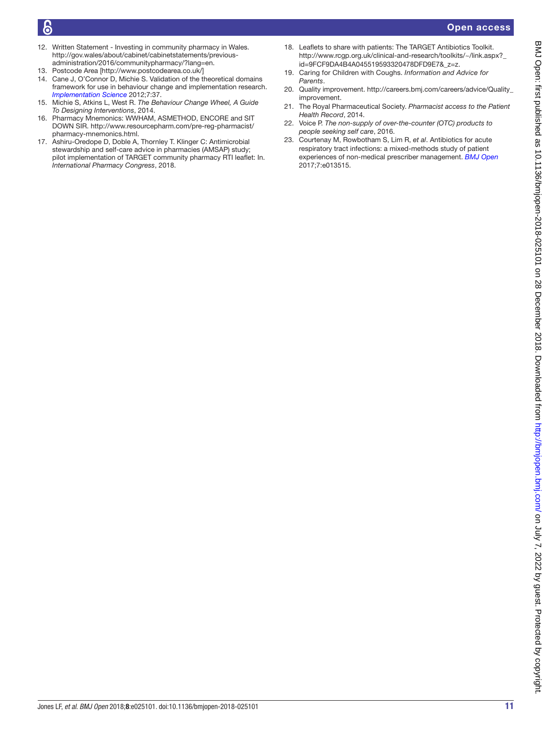12. Written Statement - Investing in community pharmacy in Wales. http://gov.wales/about/cabinet/cabinetstatements/previous-administration/2016/communitypharmacy/?lang=en.
13. Postcode Area [http://www.postcodearea.co.uk/]
14. Cane J, O'Connor D, Michie S. Validation of the theoretical domains framework for use in behaviour change and implementation research. *Implementation Science* 2012;7:37.
15. Michie S, Atkins L, West R. *The Behaviour Change Wheel, A Guide To Designing Interventions*, 2014.
16. Pharmacy Mnemonics: WWHAM, ASMETHOD, ENCORE and SIT DOWN SIR. http://www.resourcepharm.com/pre-reg-pharmacist/pharmacy-mnemonics.html.
17. Ashiru-Oredope D, Doble A, Thornley T. Klinger C: Antimicrobial stewardship and self-care advice in pharmacies (AMSAP) study; pilot implementation of TARGET community pharmacy RTI leaflet: In. *International Pharmacy Congress*, 2018.
18. Leaflets to share with patients: The TARGET Antibiotics Toolkit. http://www.rcgp.org.uk/clinical-and-research/toolkits/~/link.aspx?_id=9FCF9DA4B4A045519593320478DFD9E7&_z=z.
19. Caring for Children with Coughs. *Information and Advice for Parents*.
20. Quality improvement. http://careers.bmj.com/careers/advice/Quality_improvement.
21. The Royal Pharmaceutical Society. *Pharmacist access to the Patient Health Record*, 2014.
22. Voice P. *The non-supply of over-the-counter (OTC) products to people seeking self care*, 2016.
23. Courtenay M, Rowbotham S, Lim R, *et al*. Antibiotics for acute respiratory tract infections: a mixed-methods study of patient experiences of non-medical prescriber management. *BMJ Open* 2017;7:e013515.